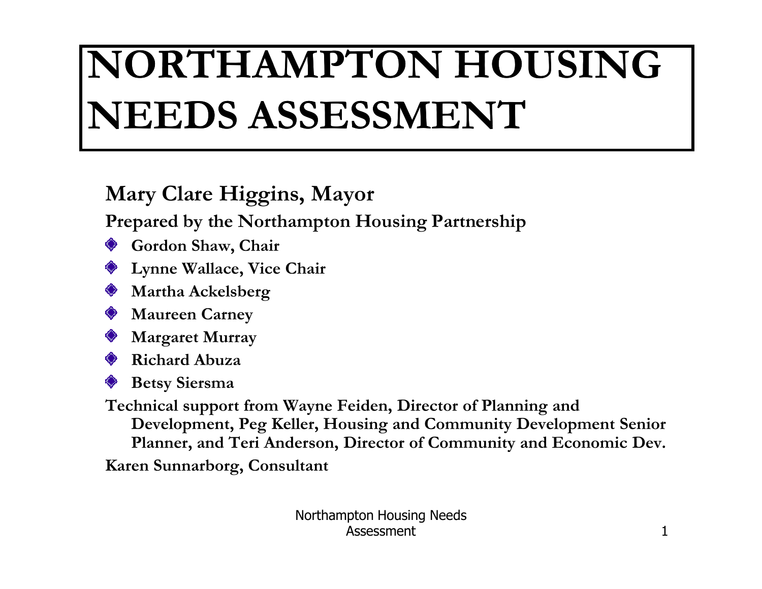# NORTHAMPTON HOUSING NEEDS ASSESSMENT

**Mary Clare Higgins, Mayor**

**Prepared by the Northampton Housing Partnership**

- **Gordon Shaw, Chair**
- **Lynne Wallace, Vice Chair**
- **Martha Ackelsberg**
- **Maureen Carney**
- **Margaret Murray**
- **Richard Abuza**
- **Betsy Siersma**

**Technical support from Wayne Feiden, Director of Planning and Development, Peg Keller, Housing and Community Development Senior Planner, and Teri Anderson, Director of Community and Economic Dev.**

**Karen Sunnarborg, Consultant**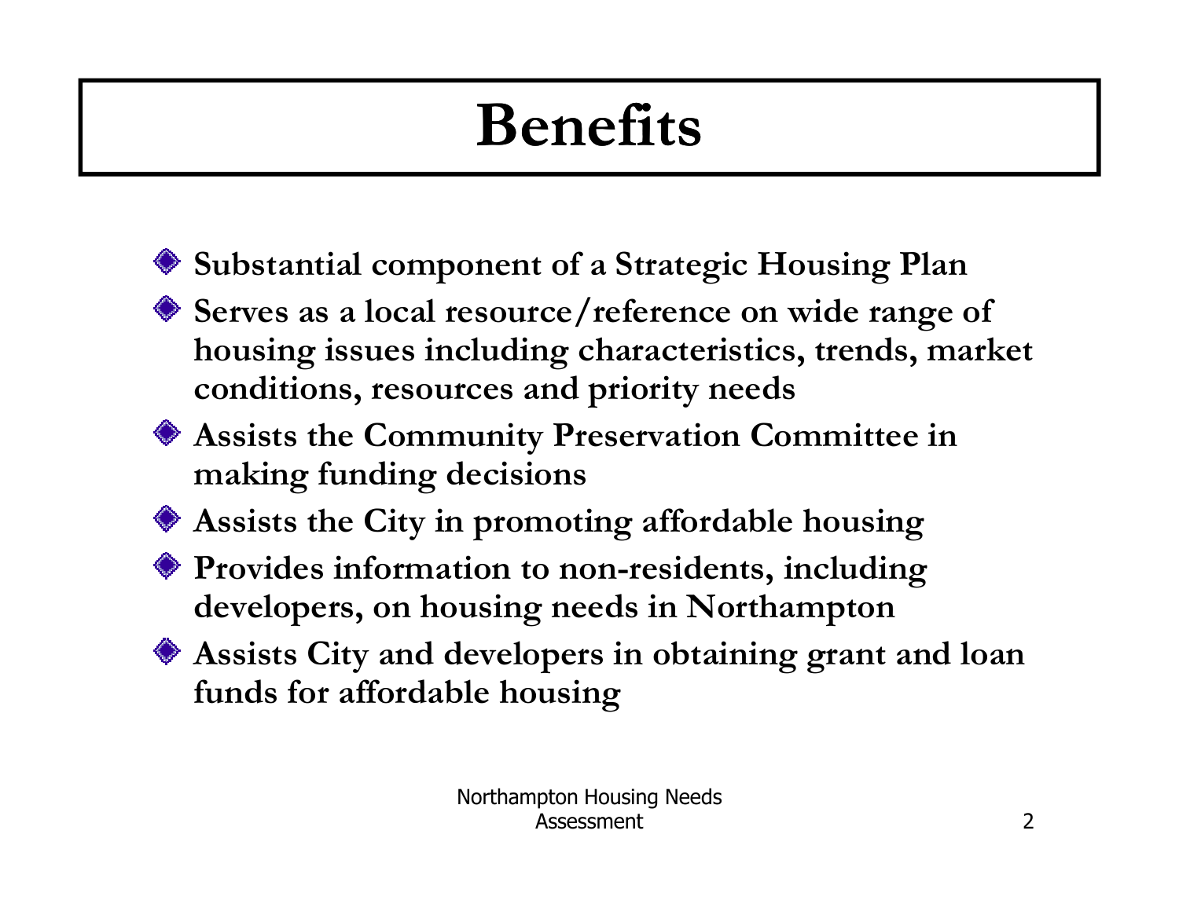# Benefits

- **Substantial component of a Strategic Housing Plan**
- **Serves as a local resource/reference on wide range of housing issues including characteristics, trends, market conditions, resources and priority needs**
- **Assists the Community Preservation Committee in making funding decisions**
- **Assists the City in promoting affordable housing**
- **Provides information to non-residents, including developers, on housing needs in Northampton**
- **Assists City and developers in obtaining grant and loan funds for affordable housing**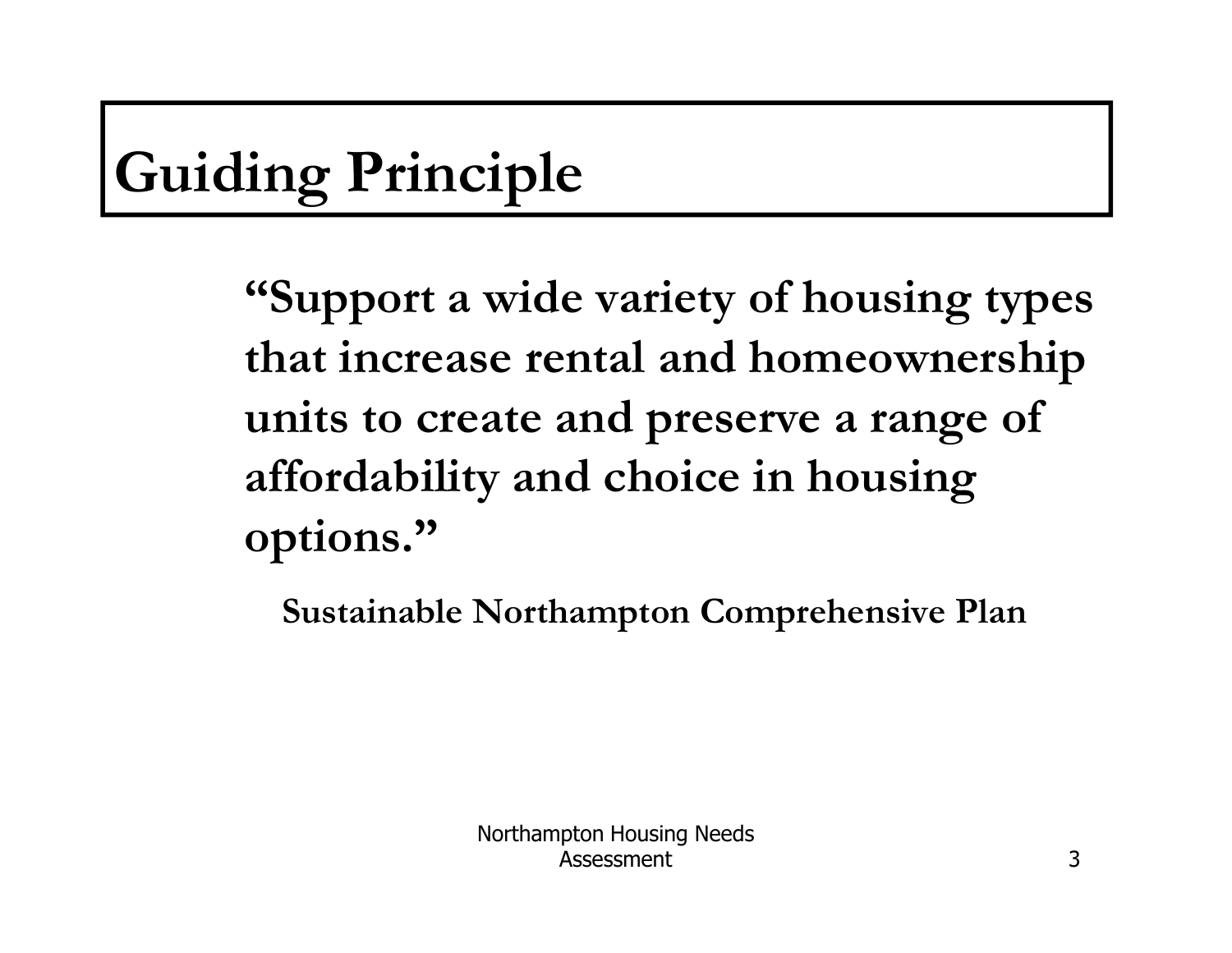# Guiding Principle

**"Support a wide variety of housing types that increase rental and homeownership units to create and preserve a range of affordability and choice in housing options."**

**Sustainable Northampton Comprehensive Plan**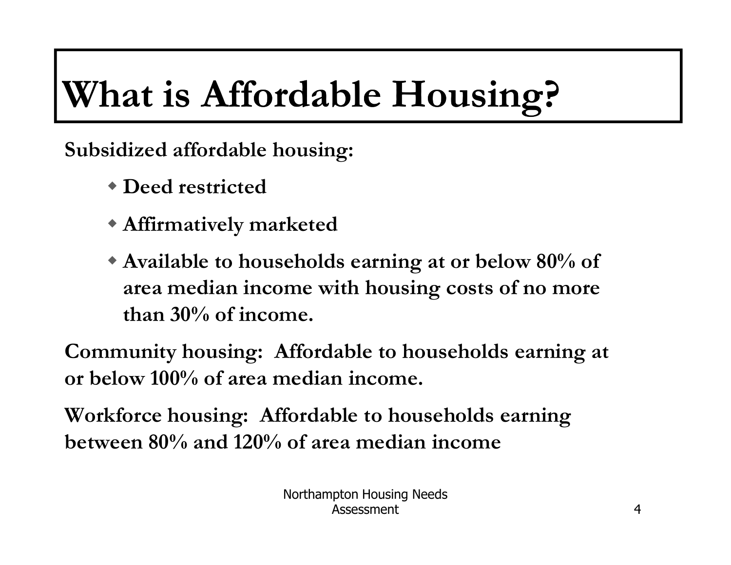# What is Affordable Housing?

**Subsidized affordable housing:**

- **Deed restricted**
- **Affirmatively marketed**
- **Available to households earning at or below 80% of area median income with housing costs of no more than 30% of income.**

**Community housing: Affordable to households earning at or below 100% of area median income.**

**Workforce housing: Affordable to households earning between 80% and 120% of area median income**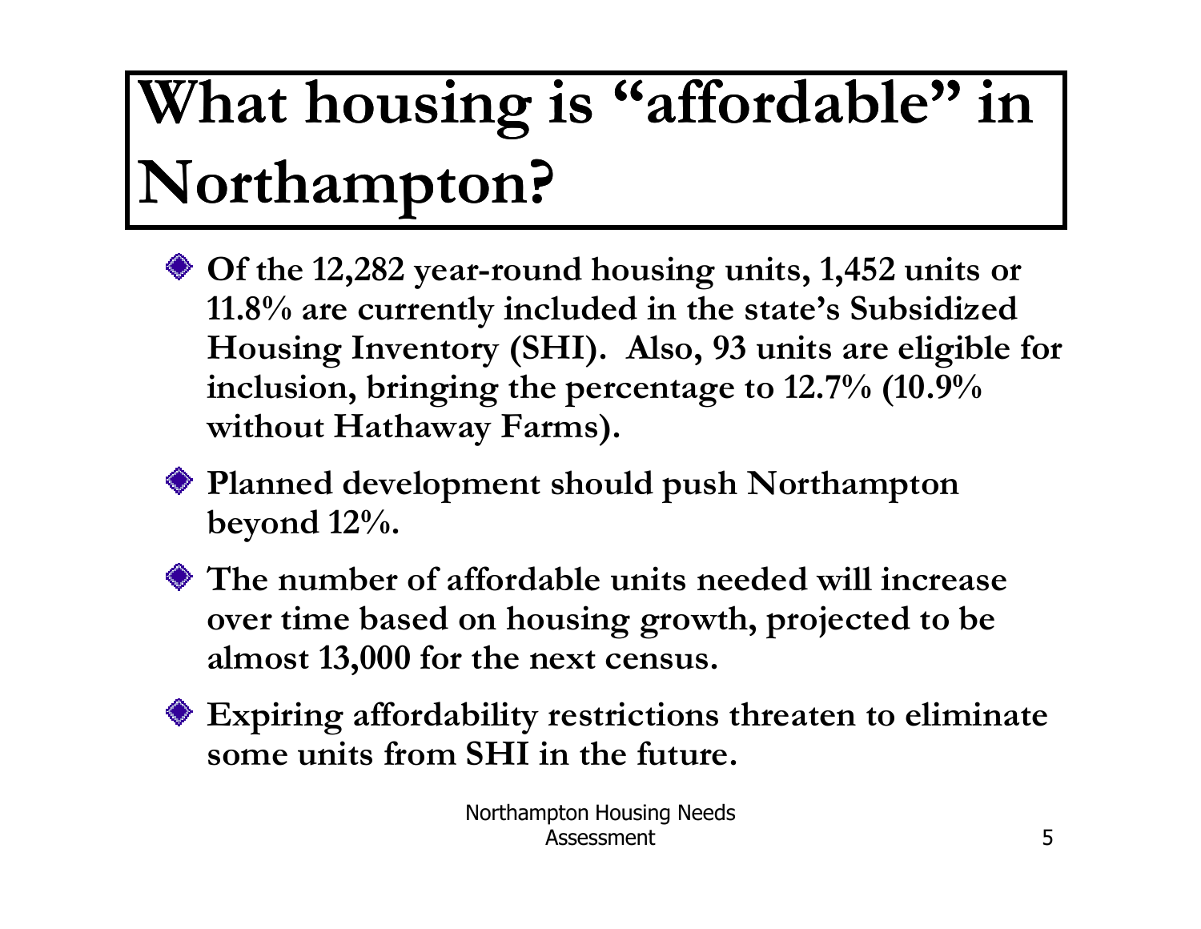# What housing is "affordable" in Northampton?

- **Of the 12,282 year-round housing units, 1,452 units or 11.8% are currently included in the state's Subsidized Housing Inventory (SHI). Also, 93 units are eligible for inclusion, bringing the percentage to 12.7% (10.9% without Hathaway Farms).**
- **Planned development should push Northampton beyond 12%.**
- **The number of affordable units needed will increase over time based on housing growth, projected to be almost 13,000 for the next census.**
- **Expiring affordability restrictions threaten to eliminate some units from SHI in the future.**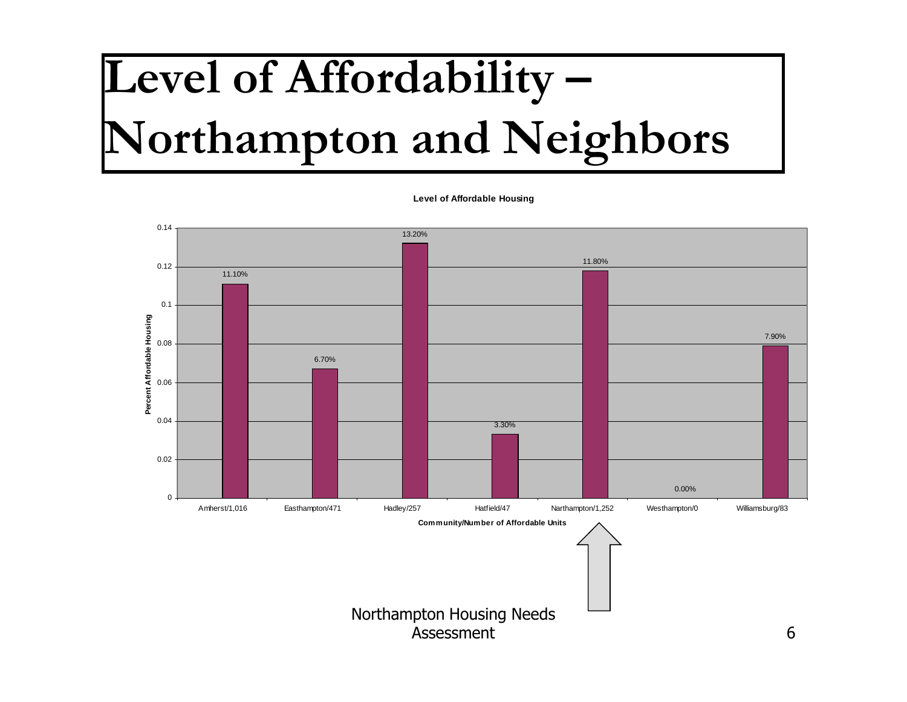# Level of Affordability – Northampton and Neighbors

**Level of Affordable Housing**

| Community/Number of Affordable Units | Percent Affordable Housing |
| --- | --- |
| Amherst/1,016 | 11.10% |
| Easthampton/471 | 6.70% |
| Hadley/257 | 13.20% |
| Hatfield/47 | 3.30% |
| Narthampton/1,252 | 11.80% |
| Westhampton/0 | 0.00% |
| Williamsburg/83 | 7.90% |

Northampton Housing Needs Assessment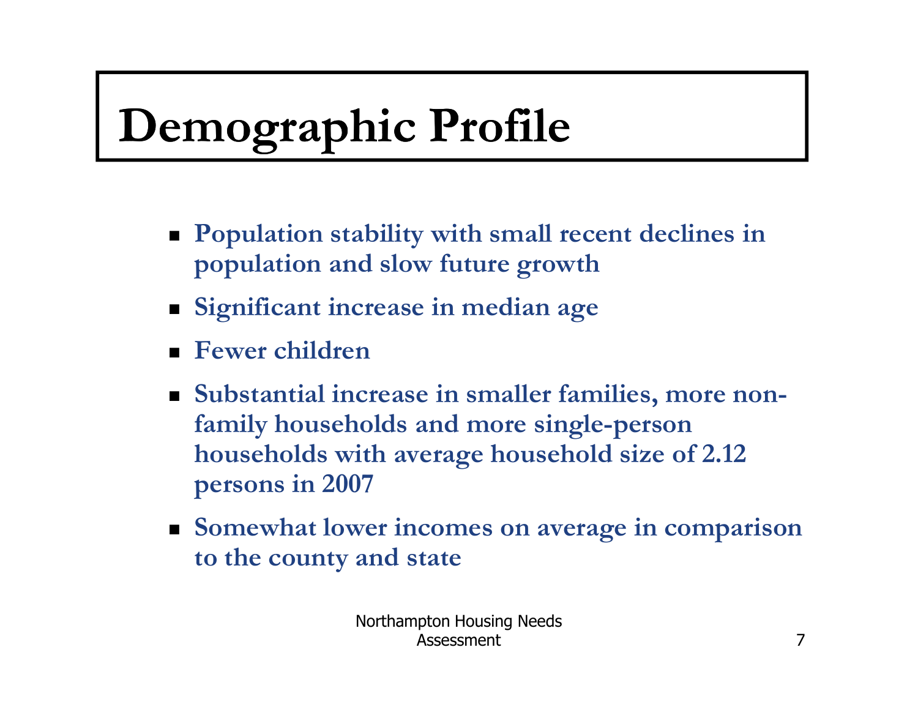# Demographic Profile

- Population stability with small recent declines in population and slow future growth
- Significant increase in median age
- Fewer children
- Substantial increase in smaller families, more non-family households and more single-person households with average household size of 2.12 persons in 2007
- Somewhat lower incomes on average in comparison to the county and state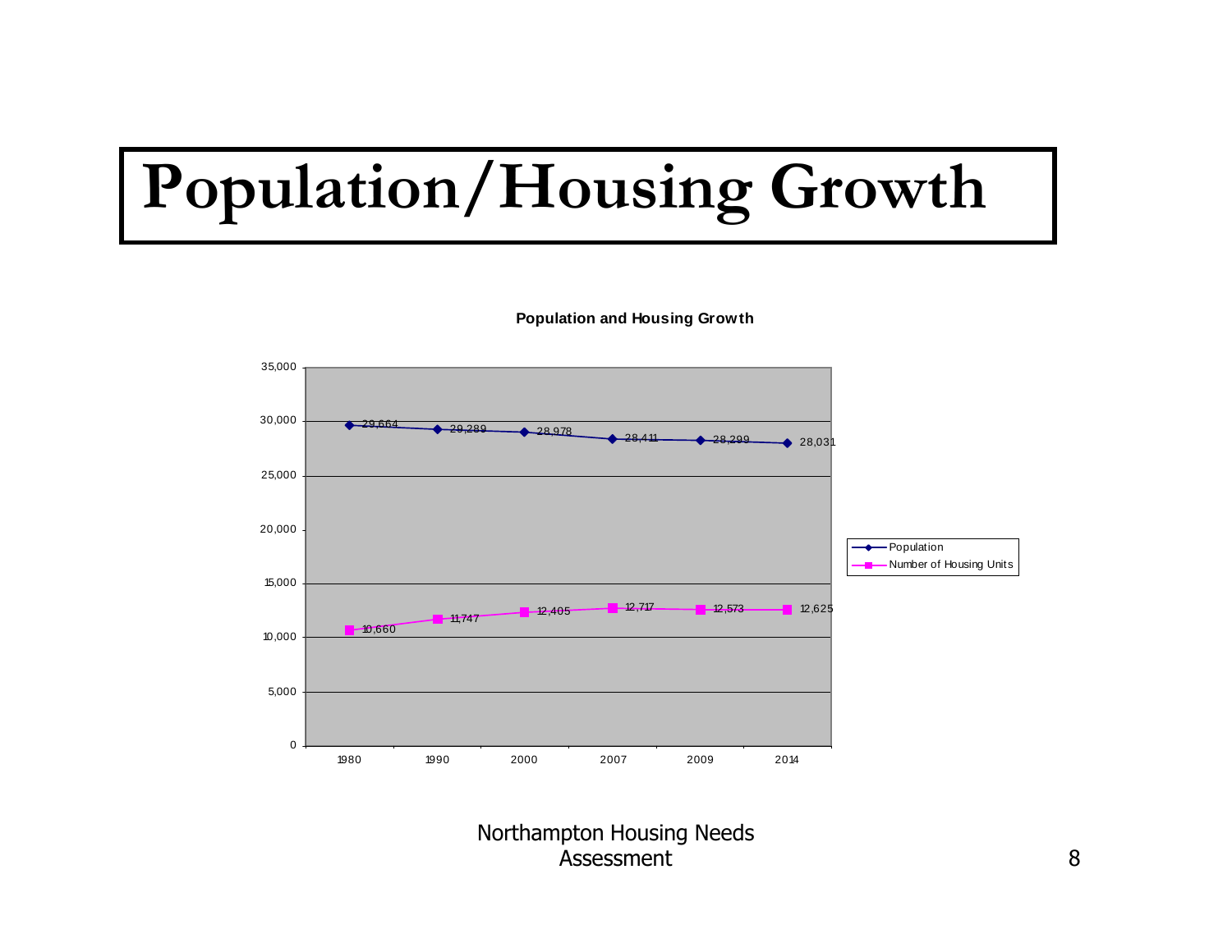# Population/Housing Growth

**Population and Housing Growth**

| Year | Population | Number of Housing Units |
|---|---|---|
| 1980 | 29,664 | 10,660 |
| 1990 | 29,289 | 11,747 |
| 2000 | 28,978 | 12,405 |
| 2007 | 28,411 | 12,717 |
| 2009 | 28,299 | 12,573 |
| 2014 | 28,031 | 12,625 |

Northampton Housing Needs Assessment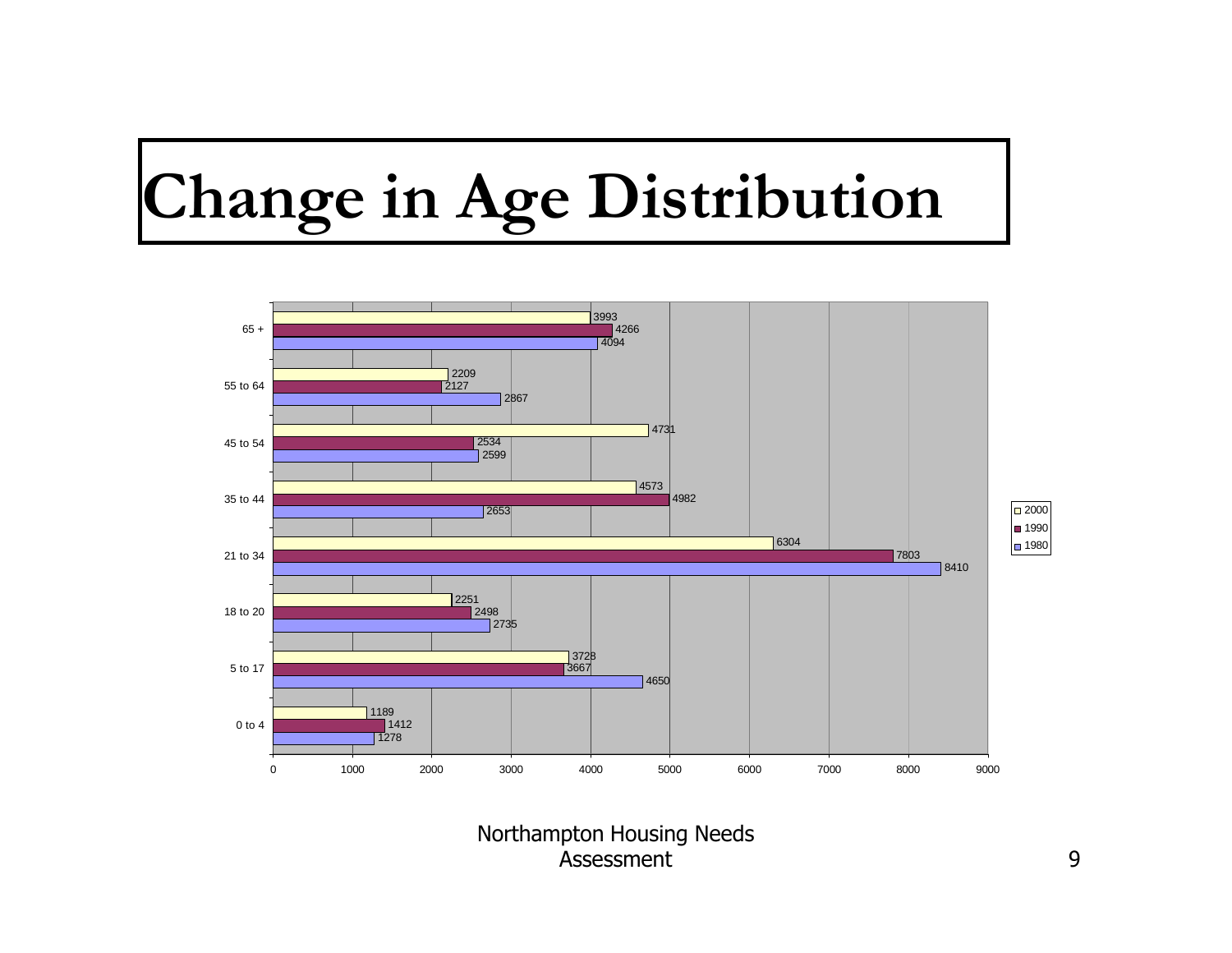# Change in Age Distribution

| Age | 2000 | 1990 | 1980 |
|---|---|---|---|
| 65 + | 3993 | 4266 | 4094 |
| 55 to 64 | 2209 | 2127 | 2867 |
| 45 to 54 | 4731 | 2534 | 2599 |
| 35 to 44 | 4573 | 4982 | 2653 |
| 21 to 34 | 6304 | 7803 | 8410 |
| 18 to 20 | 2251 | 2498 | 2735 |
| 5 to 17 | 3728 | 3667 | 4650 |
| 0 to 4 | 1189 | 1412 | 1278 |

Northampton Housing Needs Assessment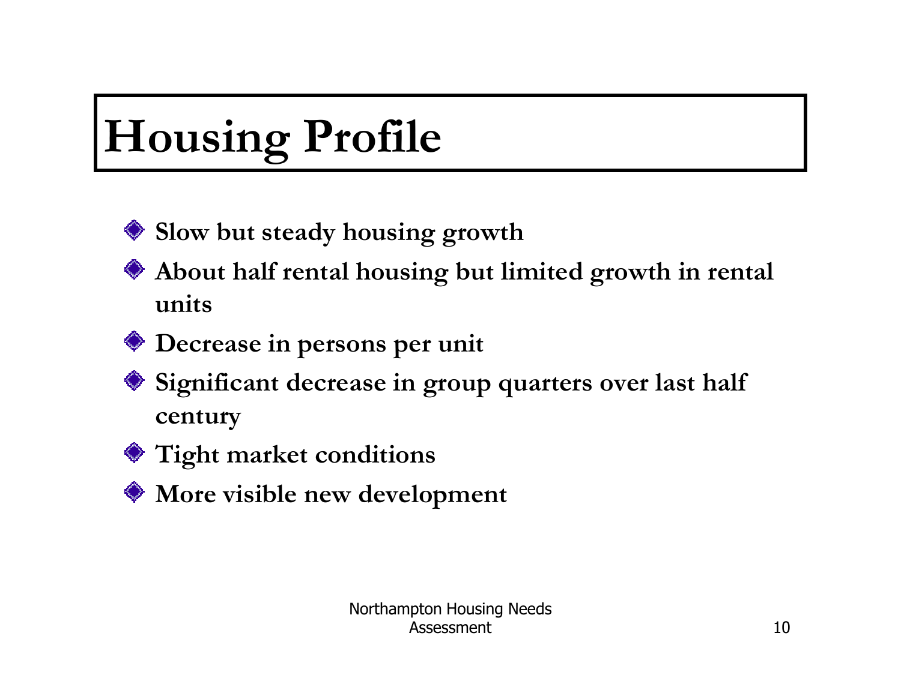# Housing Profile

- **Slow but steady housing growth**
- **About half rental housing but limited growth in rental units**
- **Decrease in persons per unit**
- **Significant decrease in group quarters over last half century**
- **Tight market conditions**
- **More visible new development**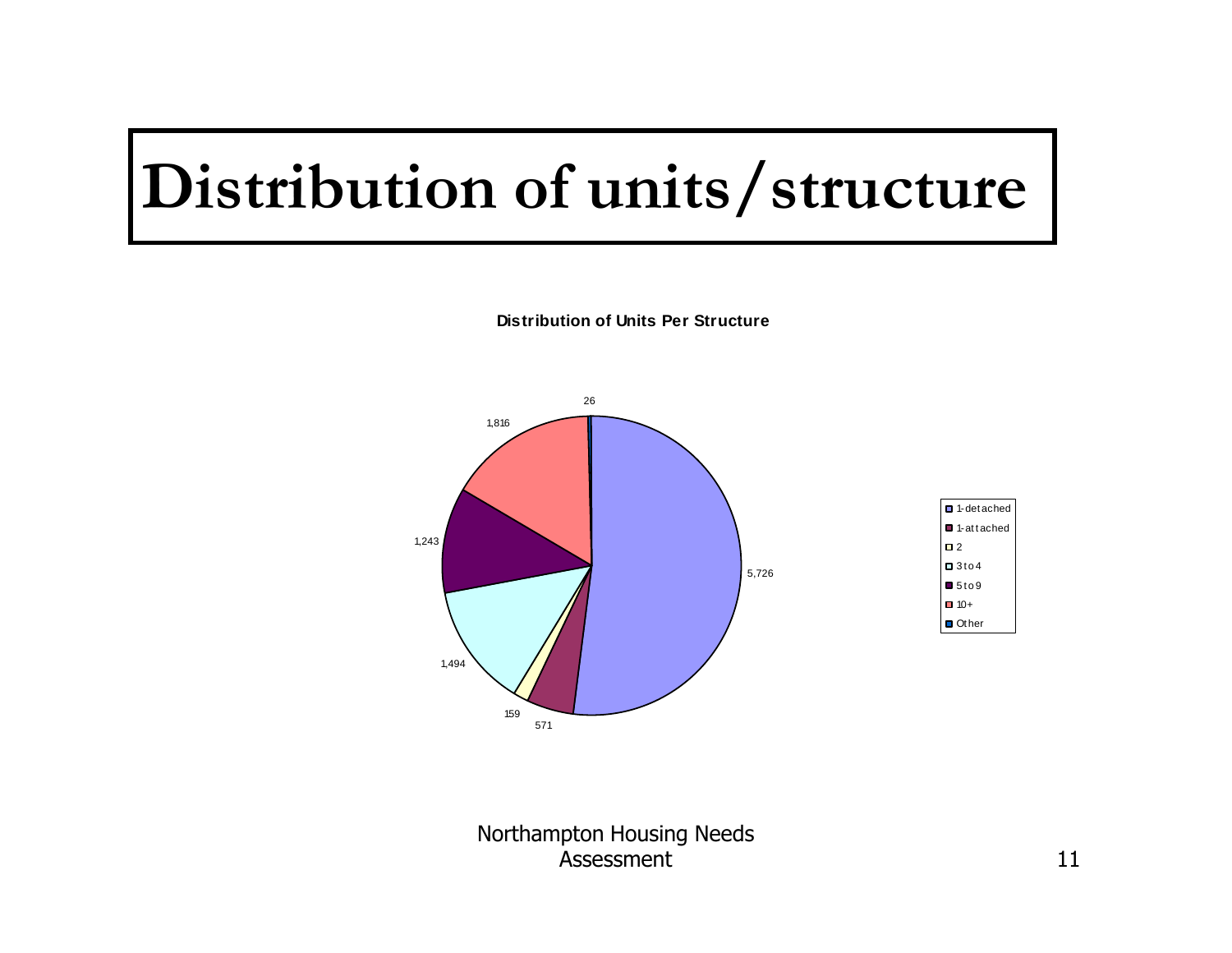# Distribution of units/structure

**Distribution of Units Per Structure**

| Units per structure | Count |
|---|---|
| 1-detached | 5,726 |
| 1-attached | 571 |
| 2 | 159 |
| 3 to 4 | 1,494 |
| 5 to 9 | 1,243 |
| 10+ | 1,816 |
| Other | 26 |

Northampton Housing Needs Assessment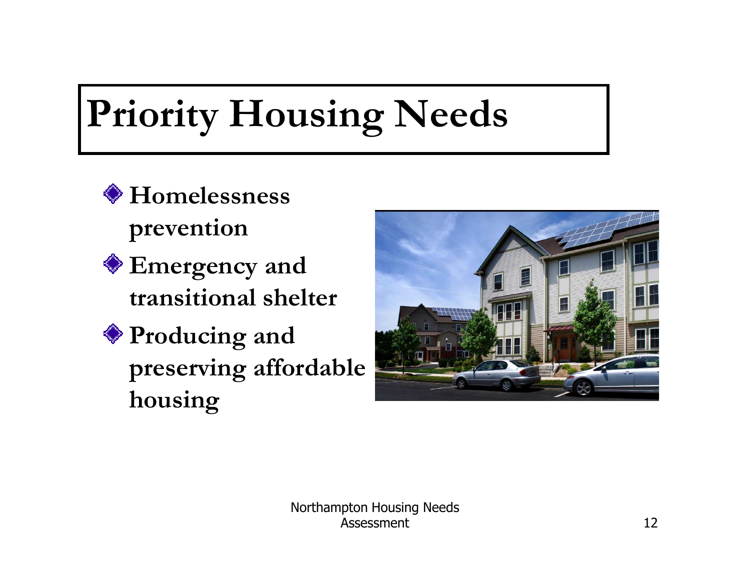# Priority Housing Needs

- **Homelessness prevention**
- **Emergency and transitional shelter**
- **Producing and preserving affordable housing**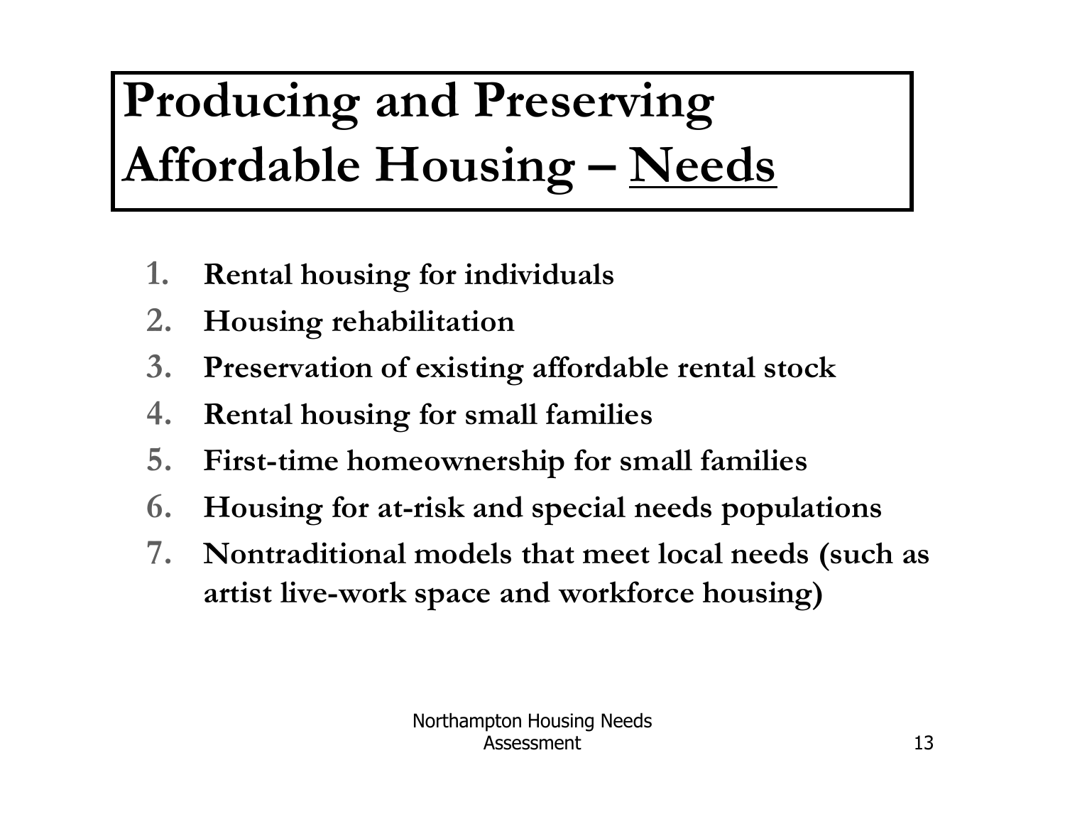# Producing and Preserving Affordable Housing – Needs

1. **Rental housing for individuals**
2. **Housing rehabilitation**
3. **Preservation of existing affordable rental stock**
4. **Rental housing for small families**
5. **First-time homeownership for small families**
6. **Housing for at-risk and special needs populations**
7. **Nontraditional models that meet local needs (such as artist live-work space and workforce housing)**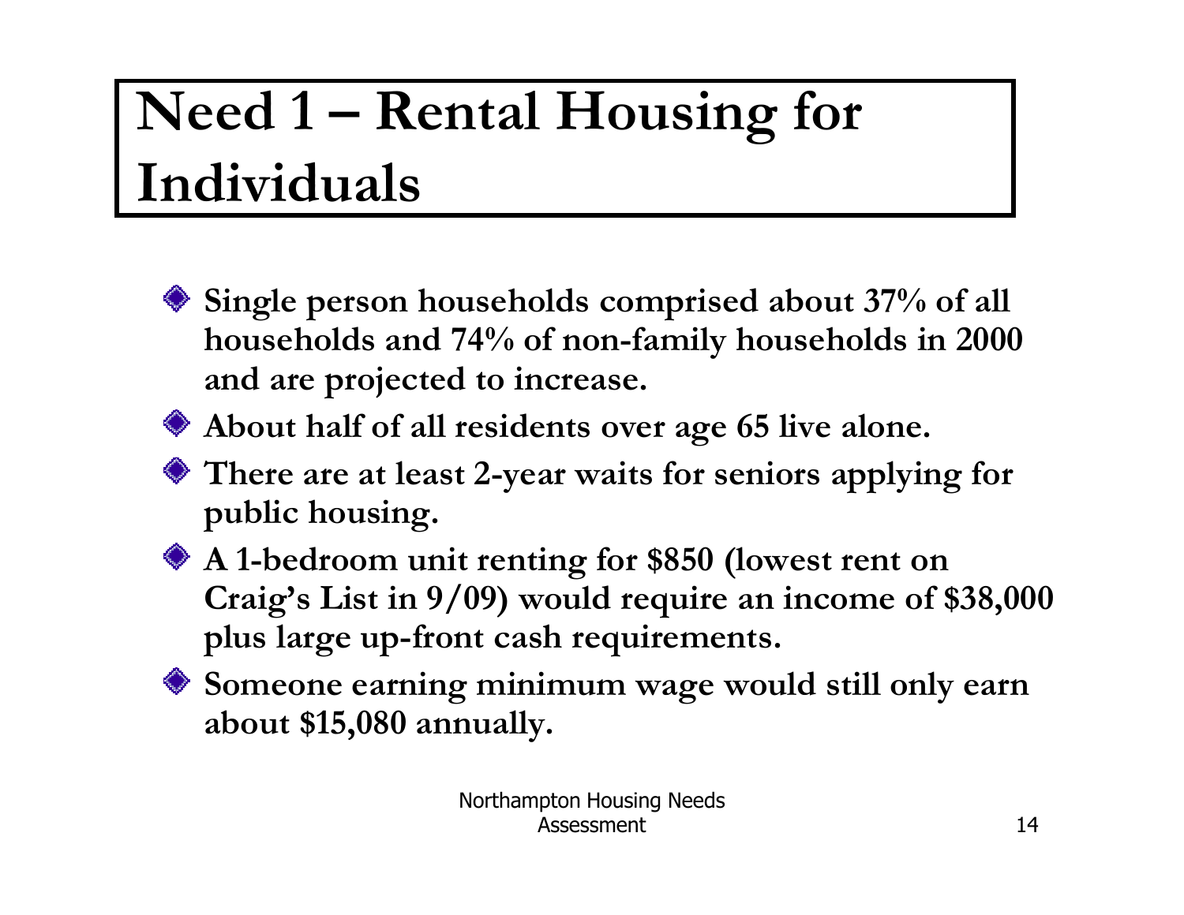# Need 1 – Rental Housing for Individuals

- **Single person households comprised about 37% of all households and 74% of non-family households in 2000 and are projected to increase.**
- **About half of all residents over age 65 live alone.**
- **There are at least 2-year waits for seniors applying for public housing.**
- **A 1-bedroom unit renting for $850 (lowest rent on Craig's List in 9/09) would require an income of $38,000 plus large up-front cash requirements.**
- **Someone earning minimum wage would still only earn about $15,080 annually.**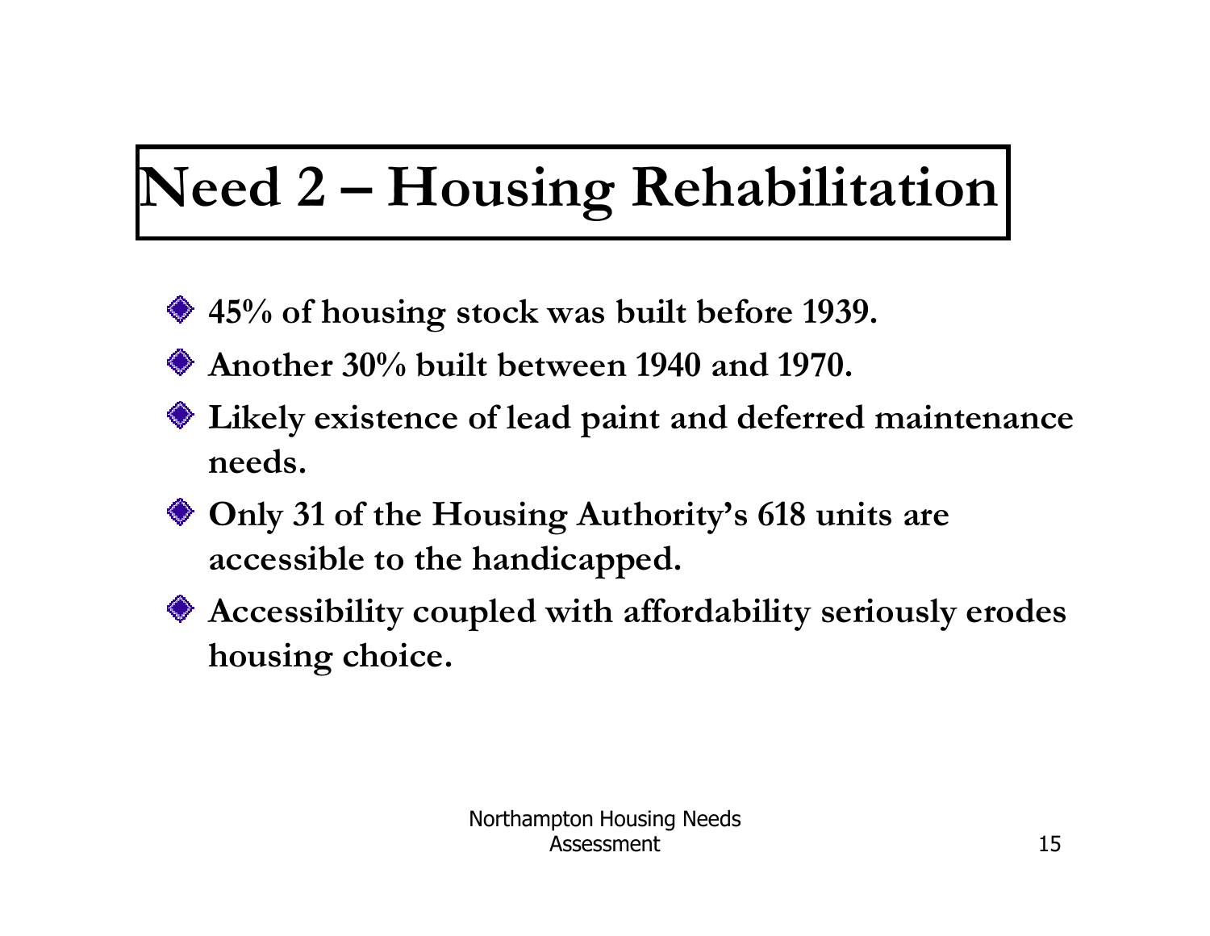# Need 2 – Housing Rehabilitation

- **45% of housing stock was built before 1939.**
- **Another 30% built between 1940 and 1970.**
- **Likely existence of lead paint and deferred maintenance needs.**
- **Only 31 of the Housing Authority's 618 units are accessible to the handicapped.**
- **Accessibility coupled with affordability seriously erodes housing choice.**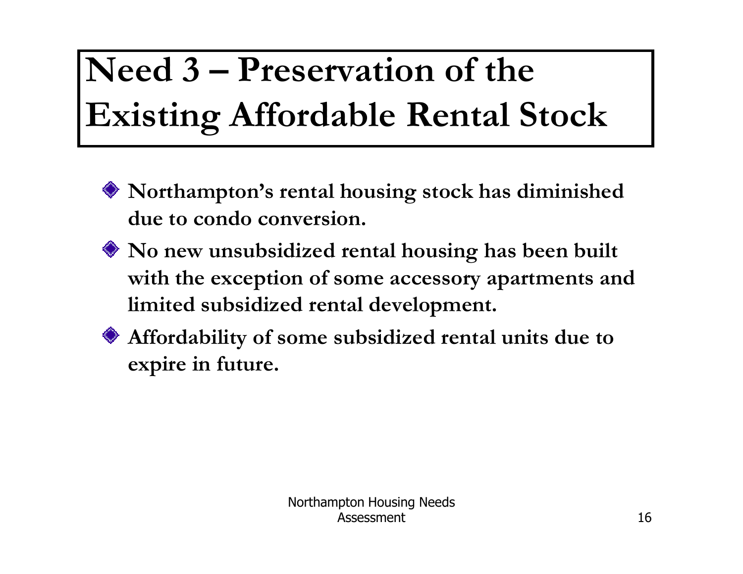# Need 3 – Preservation of the Existing Affordable Rental Stock

- **Northampton's rental housing stock has diminished due to condo conversion.**
- **No new unsubsidized rental housing has been built with the exception of some accessory apartments and limited subsidized rental development.**
- **Affordability of some subsidized rental units due to expire in future.**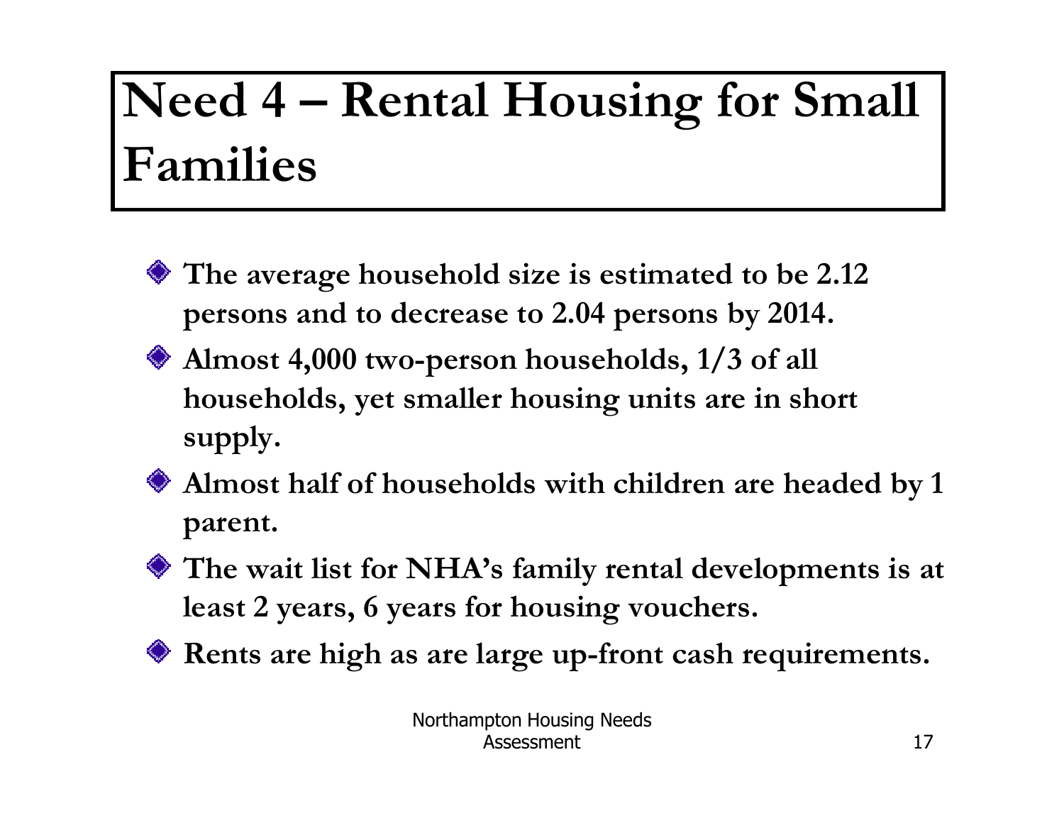# Need 4 – Rental Housing for Small Families

- **The average household size is estimated to be 2.12 persons and to decrease to 2.04 persons by 2014.**
- **Almost 4,000 two-person households, 1/3 of all households, yet smaller housing units are in short supply.**
- **Almost half of households with children are headed by 1 parent.**
- **The wait list for NHA's family rental developments is at least 2 years, 6 years for housing vouchers.**
- **Rents are high as are large up-front cash requirements.**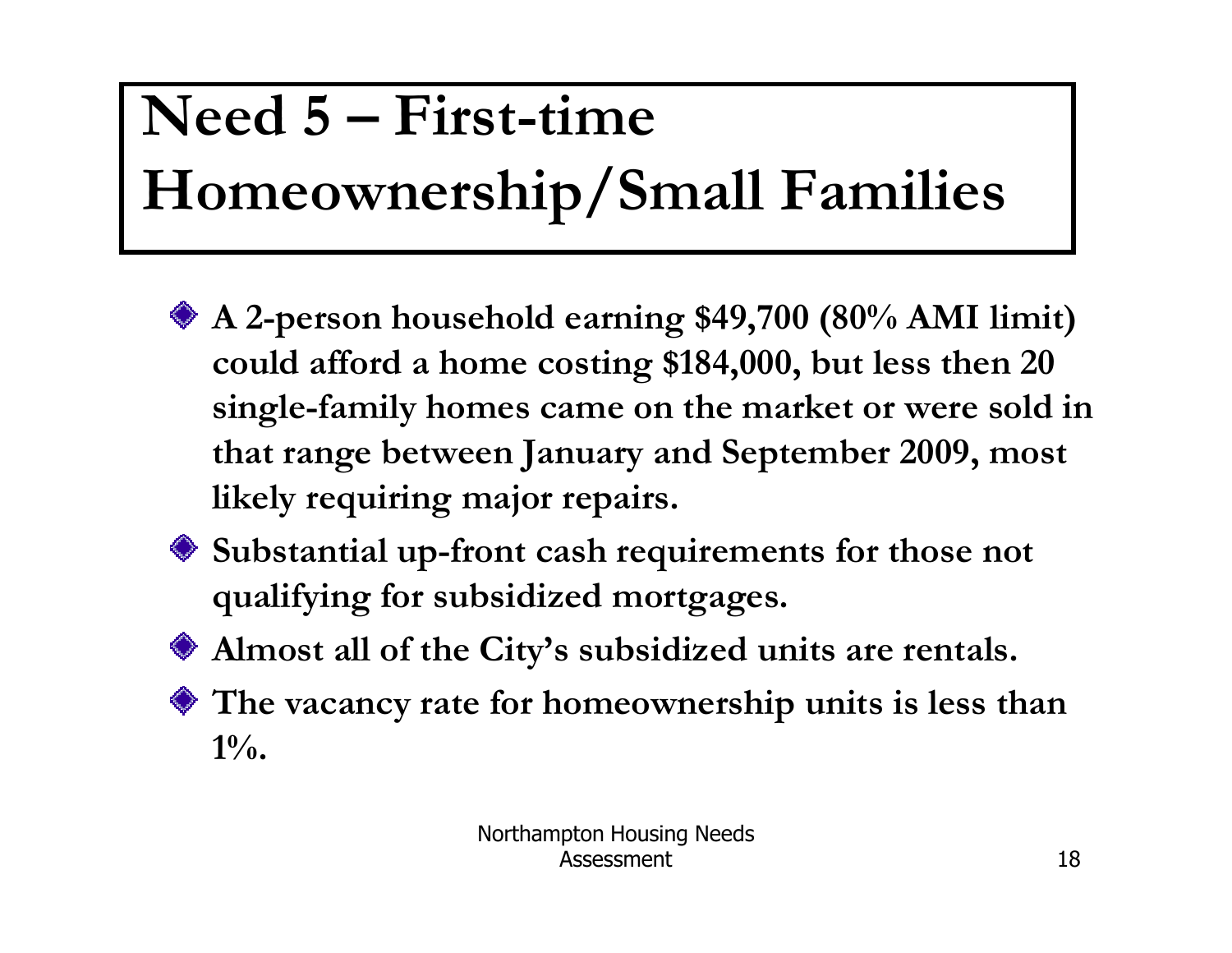# Need 5 – First-time Homeownership/Small Families

- **A 2-person household earning $49,700 (80% AMI limit) could afford a home costing $184,000, but less then 20 single-family homes came on the market or were sold in that range between January and September 2009, most likely requiring major repairs.**
- **Substantial up-front cash requirements for those not qualifying for subsidized mortgages.**
- **Almost all of the City's subsidized units are rentals.**
- **The vacancy rate for homeownership units is less than 1%.**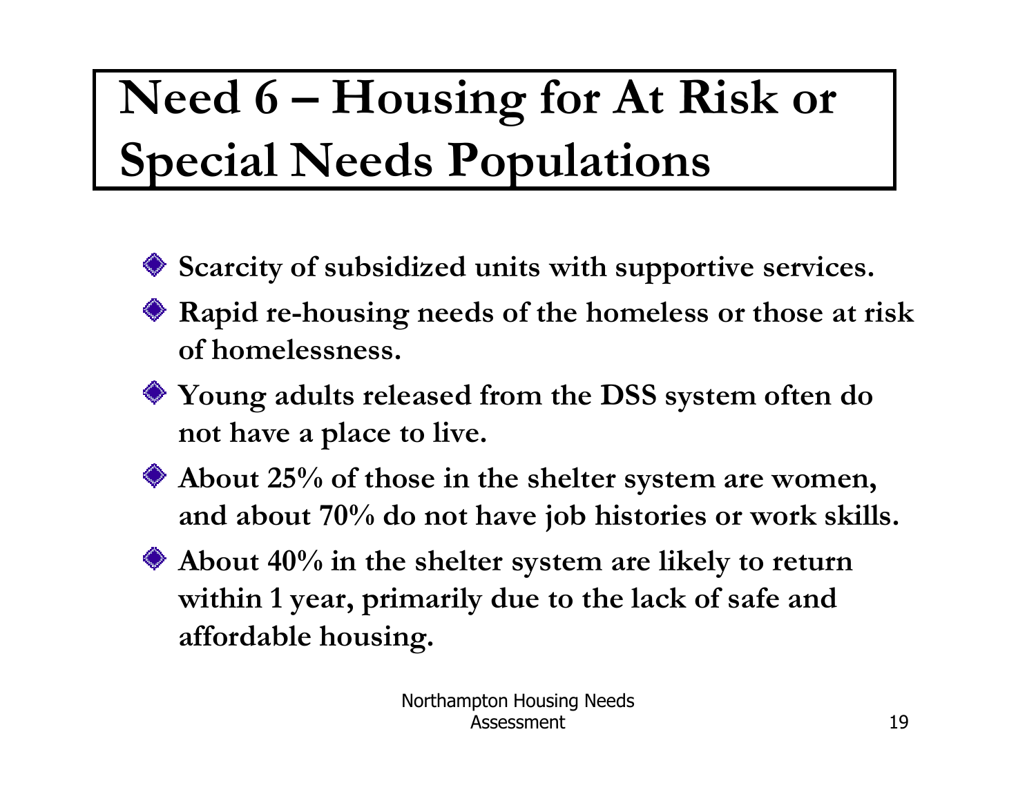# Need 6 – Housing for At Risk or Special Needs Populations

- **Scarcity of subsidized units with supportive services.**
- **Rapid re-housing needs of the homeless or those at risk of homelessness.**
- **Young adults released from the DSS system often do not have a place to live.**
- **About 25% of those in the shelter system are women, and about 70% do not have job histories or work skills.**
- **About 40% in the shelter system are likely to return within 1 year, primarily due to the lack of safe and affordable housing.**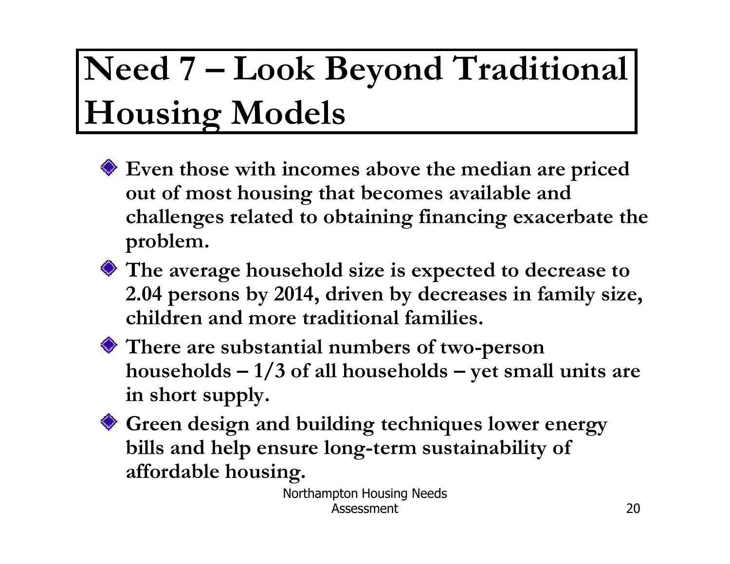# Need 7 – Look Beyond Traditional Housing Models

- **Even those with incomes above the median are priced out of most housing that becomes available and challenges related to obtaining financing exacerbate the problem.**
- **The average household size is expected to decrease to 2.04 persons by 2014, driven by decreases in family size, children and more traditional families.**
- **There are substantial numbers of two-person households – 1/3 of all households – yet small units are in short supply.**
- **Green design and building techniques lower energy bills and help ensure long-term sustainability of affordable housing.**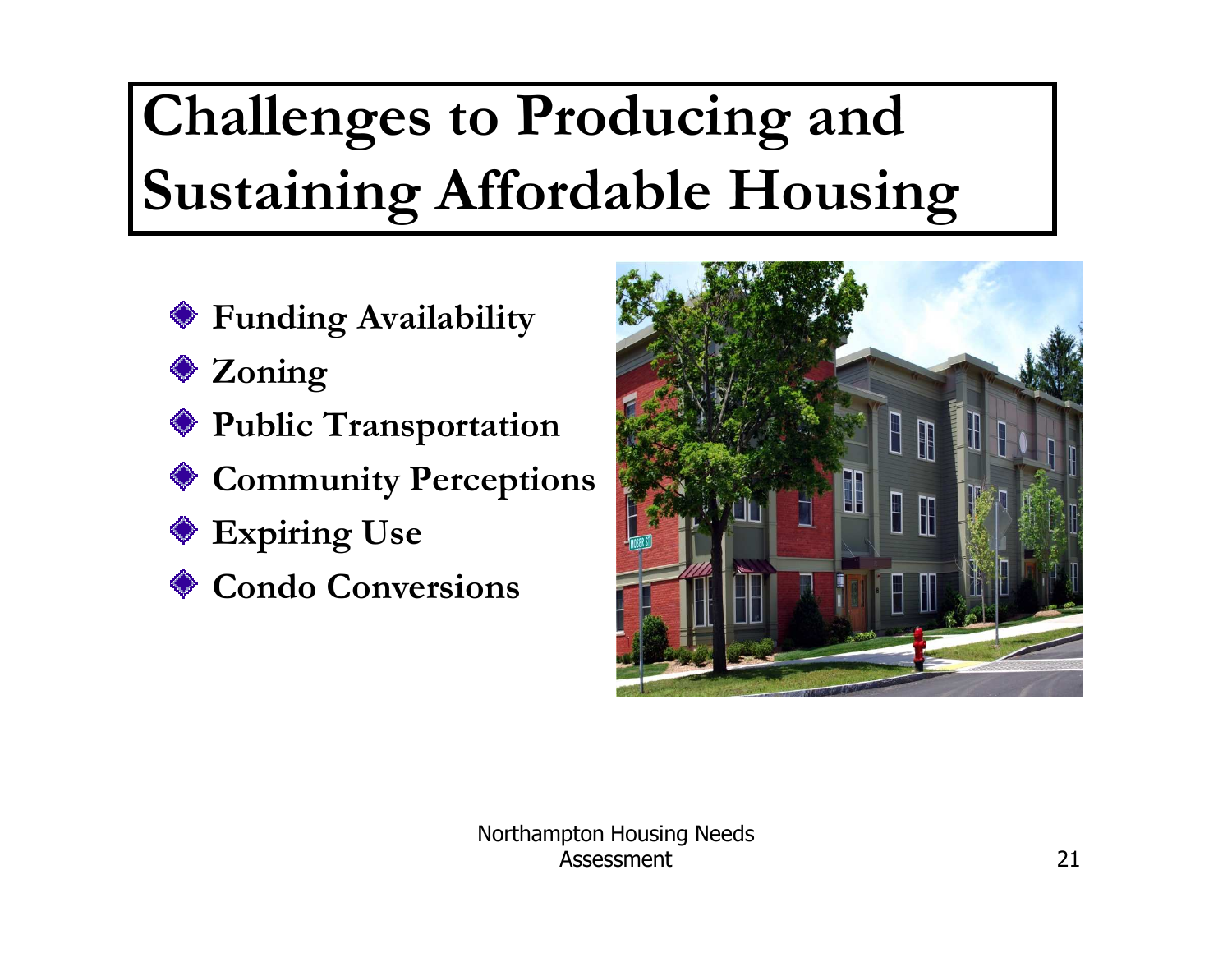# Challenges to Producing and Sustaining Affordable Housing

- **Funding Availability**
- **Zoning**
- **Public Transportation**
- **Community Perceptions**
- **Expiring Use**
- **Condo Conversions**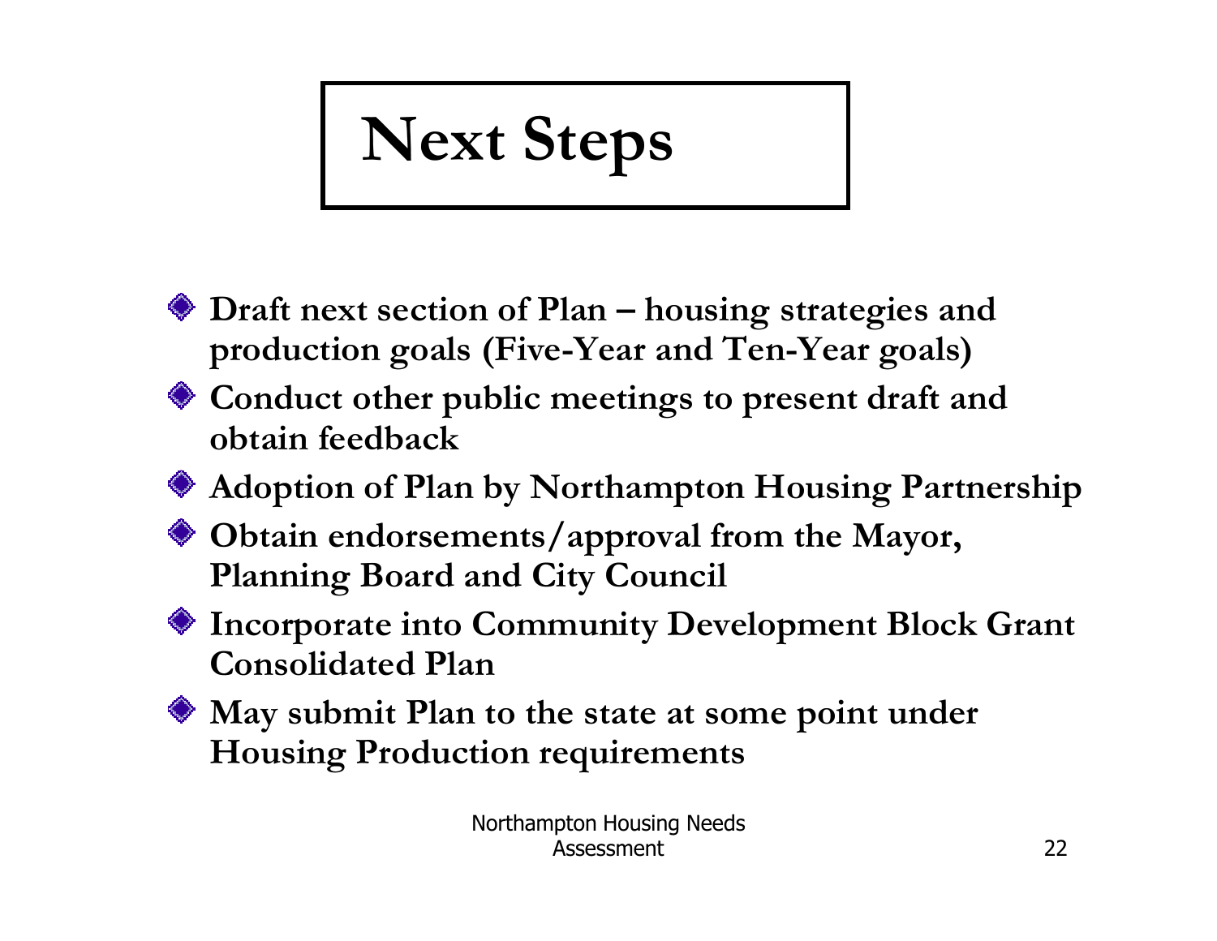# Next Steps

- **Draft next section of Plan – housing strategies and production goals (Five-Year and Ten-Year goals)**
- **Conduct other public meetings to present draft and obtain feedback**
- **Adoption of Plan by Northampton Housing Partnership**
- **Obtain endorsements/approval from the Mayor, Planning Board and City Council**
- **Incorporate into Community Development Block Grant Consolidated Plan**
- **May submit Plan to the state at some point under Housing Production requirements**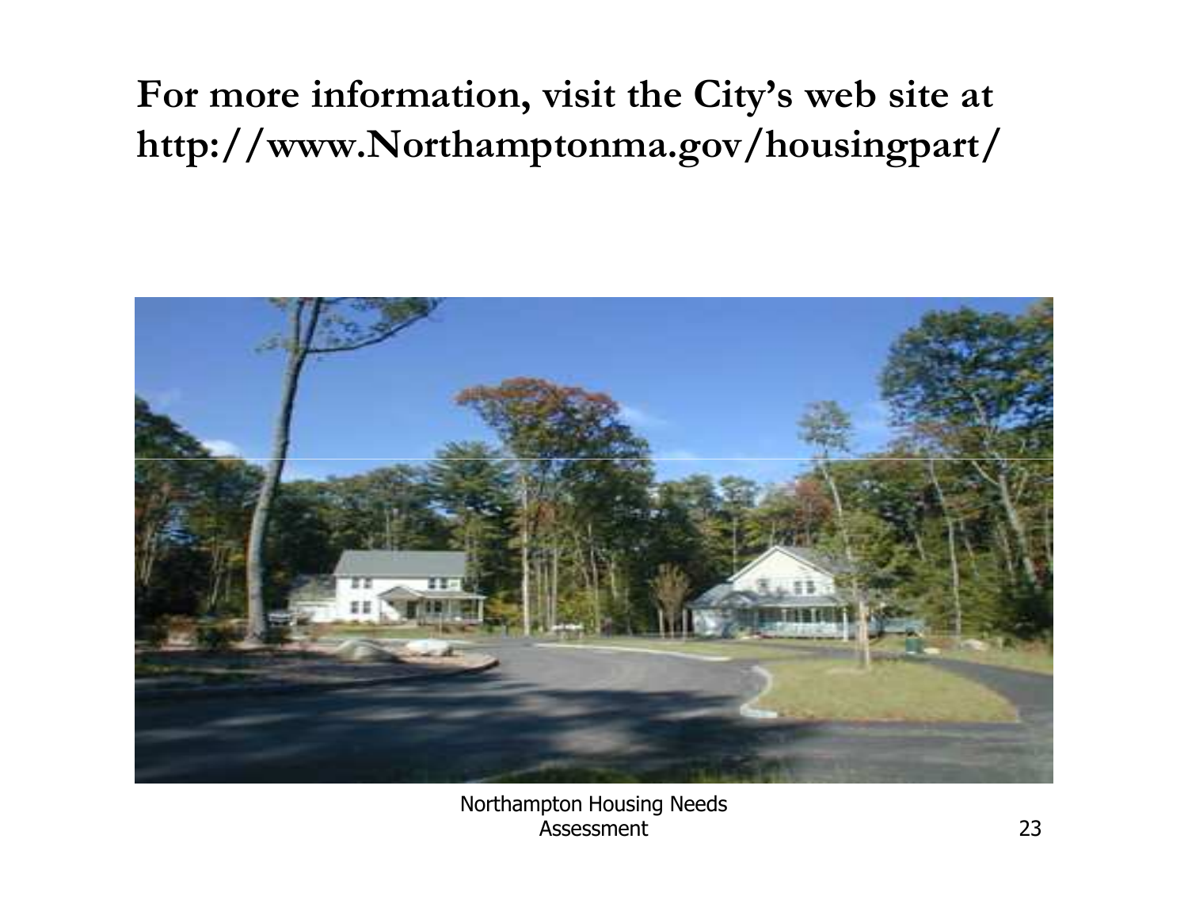**For more information, visit the City's web site at http://www.Northamptonma.gov/housingpart/**